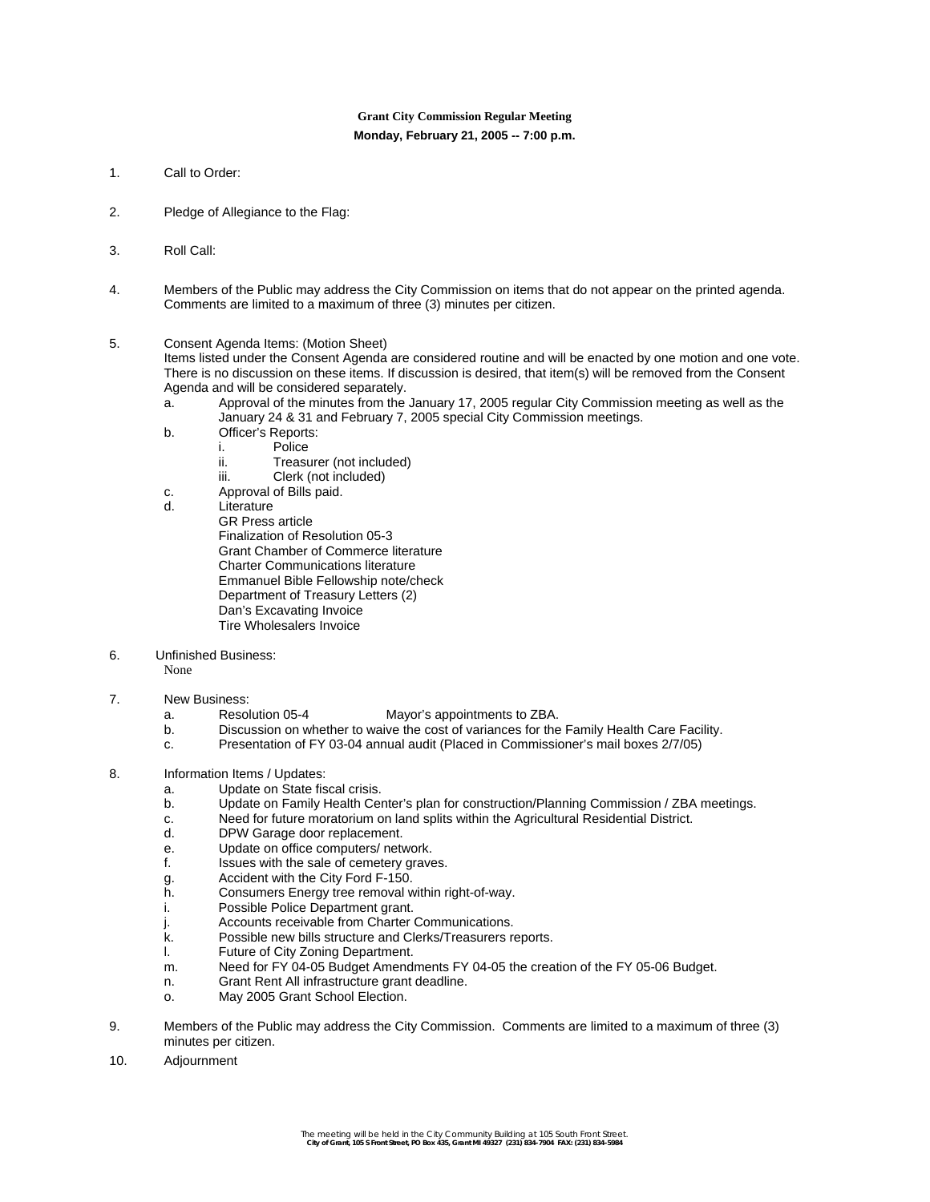**Grant City Commission Regular Meeting**

**Monday, February 21, 2005 -- 7:00 p.m.**

1. Call to Order:

2. Pledge of Allegiance to the Flag:

3. Roll Call:

4. Members of the Public may address the City Commission on items that do not appear on the printed agenda. Comments are limited to a maximum of three (3) minutes per citizen.

5. Consent Agenda Items: (Motion Sheet)
   Items listed under the Consent Agenda are considered routine and will be enacted by one motion and one vote. There is no discussion on these items. If discussion is desired, that item(s) will be removed from the Consent Agenda and will be considered separately.
   a. Approval of the minutes from the January 17, 2005 regular City Commission meeting as well as the January 24 & 31 and February 7, 2005 special City Commission meetings.
   b. Officer's Reports:
      i. Police
      ii. Treasurer (not included)
      iii. Clerk (not included)
   c. Approval of Bills paid.
   d. Literature
      GR Press article
      Finalization of Resolution 05-3
      Grant Chamber of Commerce literature
      Charter Communications literature
      Emmanuel Bible Fellowship note/check
      Department of Treasury Letters (2)
      Dan's Excavating Invoice
      Tire Wholesalers Invoice

6. Unfinished Business:
   None

7. New Business:
   a. Resolution 05-4 Mayor's appointments to ZBA.
   b. Discussion on whether to waive the cost of variances for the Family Health Care Facility.
   c. Presentation of FY 03-04 annual audit (Placed in Commissioner's mail boxes 2/7/05)

8. Information Items / Updates:
   a. Update on State fiscal crisis.
   b. Update on Family Health Center's plan for construction/Planning Commission / ZBA meetings.
   c. Need for future moratorium on land splits within the Agricultural Residential District.
   d. DPW Garage door replacement.
   e. Update on office computers/ network.
   f. Issues with the sale of cemetery graves.
   g. Accident with the City Ford F-150.
   h. Consumers Energy tree removal within right-of-way.
   i. Possible Police Department grant.
   j. Accounts receivable from Charter Communications.
   k. Possible new bills structure and Clerks/Treasurers reports.
   l. Future of City Zoning Department.
   m. Need for FY 04-05 Budget Amendments FY 04-05 the creation of the FY 05-06 Budget.
   n. Grant Rent All infrastructure grant deadline.
   o. May 2005 Grant School Election.

9. Members of the Public may address the City Commission. Comments are limited to a maximum of three (3) minutes per citizen.

10. Adjournment

The meeting will be held in the City Community Building at 105 South Front Street.
City of Grant, 105 S Front Street, PO Box 435, Grant MI 49327 (231) 834-7904 FAX: (231) 834-5984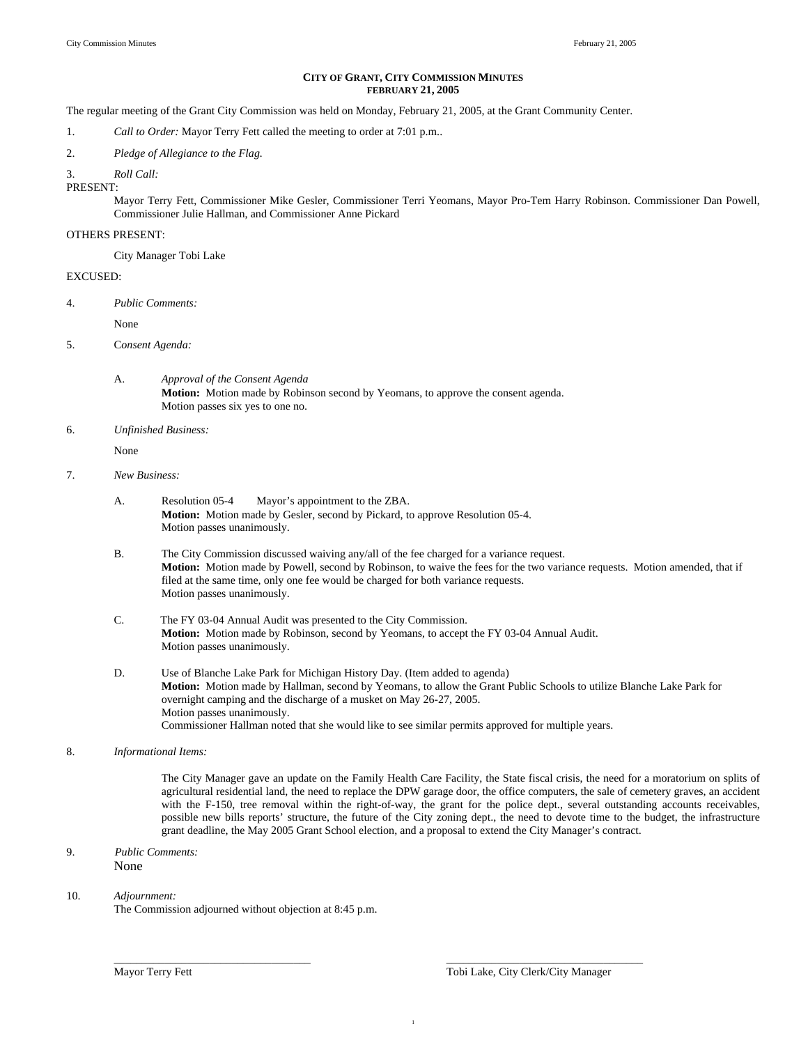# CITY OF GRANT, CITY COMMISSION MINUTES
## FEBRUARY 21, 2005

The regular meeting of the Grant City Commission was held on Monday, February 21, 2005, at the Grant Community Center.

1. *Call to Order:* Mayor Terry Fett called the meeting to order at 7:01 p.m..

2. *Pledge of Allegiance to the Flag.*

3. *Roll Call:*

PRESENT:

Mayor Terry Fett, Commissioner Mike Gesler, Commissioner Terri Yeomans, Mayor Pro-Tem Harry Robinson. Commissioner Dan Powell, Commissioner Julie Hallman, and Commissioner Anne Pickard

OTHERS PRESENT:

City Manager Tobi Lake

EXCUSED:

4. *Public Comments:*

   None

5. C*onsent Agenda:*

   A. *Approval of the Consent Agenda*
   **Motion:** Motion made by Robinson second by Yeomans, to approve the consent agenda.
   Motion passes six yes to one no.

6. *Unfinished Business:*

   None

7. *New Business:*

   A. Resolution 05-4 Mayor's appointment to the ZBA.
   **Motion:** Motion made by Gesler, second by Pickard, to approve Resolution 05-4.
   Motion passes unanimously.

   B. The City Commission discussed waiving any/all of the fee charged for a variance request.
   **Motion:** Motion made by Powell, second by Robinson, to waive the fees for the two variance requests. Motion amended, that if filed at the same time, only one fee would be charged for both variance requests.
   Motion passes unanimously.

   C. The FY 03-04 Annual Audit was presented to the City Commission.
   **Motion:** Motion made by Robinson, second by Yeomans, to accept the FY 03-04 Annual Audit.
   Motion passes unanimously.

   D. Use of Blanche Lake Park for Michigan History Day. (Item added to agenda)
   **Motion:** Motion made by Hallman, second by Yeomans, to allow the Grant Public Schools to utilize Blanche Lake Park for overnight camping and the discharge of a musket on May 26-27, 2005.
   Motion passes unanimously.
   Commissioner Hallman noted that she would like to see similar permits approved for multiple years.

8. *Informational Items:*

   The City Manager gave an update on the Family Health Care Facility, the State fiscal crisis, the need for a moratorium on splits of agricultural residential land, the need to replace the DPW garage door, the office computers, the sale of cemetery graves, an accident with the F-150, tree removal within the right-of-way, the grant for the police dept., several outstanding accounts receivables, possible new bills reports' structure, the future of the City zoning dept., the need to devote time to the budget, the infrastructure grant deadline, the May 2005 Grant School election, and a proposal to extend the City Manager's contract.

9. *Public Comments:*
   None

10. *Adjournment:*
    The Commission adjourned without objection at 8:45 p.m.

\_\_\_\_\_\_\_\_\_\_\_\_\_\_\_\_\_\_\_\_\_\_\_\_\_\_\_\_\_\_\_\_\_\_
Mayor Terry Fett

\_\_\_\_\_\_\_\_\_\_\_\_\_\_\_\_\_\_\_\_\_\_\_\_\_\_\_\_\_\_\_\_\_\_
Tobi Lake, City Clerk/City Manager